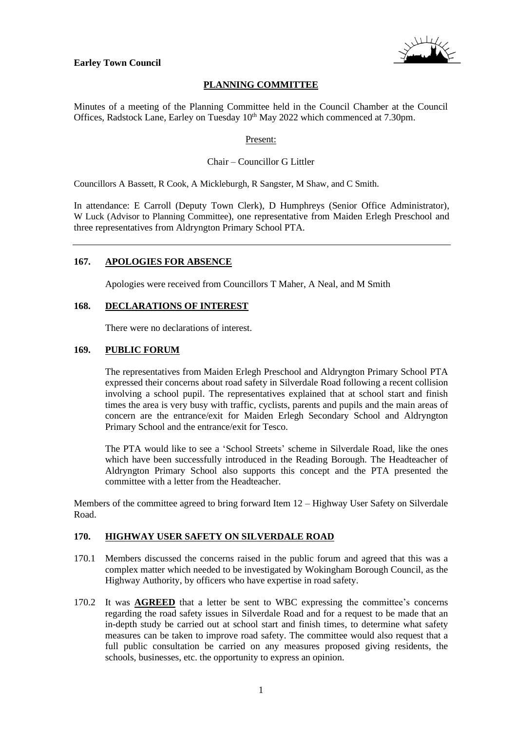**Earley Town Council**

## PLANNING COMMITTEE

Minutes of a meeting of the Planning Committee held in the Council Chamber at the Council Offices, Radstock Lane, Earley on Tuesday 10th May 2022 which commenced at 7.30pm.

Present:

Chair – Councillor G Littler

Councillors A Bassett, R Cook, A Mickleburgh, R Sangster, M Shaw, and C Smith.

In attendance: E Carroll (Deputy Town Clerk), D Humphreys (Senior Office Administrator), W Luck (Advisor to Planning Committee), one representative from Maiden Erlegh Preschool and three representatives from Aldryngton Primary School PTA.

---

### 167. APOLOGIES FOR ABSENCE

Apologies were received from Councillors T Maher, A Neal, and M Smith

### 168. DECLARATIONS OF INTEREST

There were no declarations of interest.

### 169. PUBLIC FORUM

The representatives from Maiden Erlegh Preschool and Aldryngton Primary School PTA expressed their concerns about road safety in Silverdale Road following a recent collision involving a school pupil. The representatives explained that at school start and finish times the area is very busy with traffic, cyclists, parents and pupils and the main areas of concern are the entrance/exit for Maiden Erlegh Secondary School and Aldryngton Primary School and the entrance/exit for Tesco.

The PTA would like to see a 'School Streets' scheme in Silverdale Road, like the ones which have been successfully introduced in the Reading Borough. The Headteacher of Aldryngton Primary School also supports this concept and the PTA presented the committee with a letter from the Headteacher.

Members of the committee agreed to bring forward Item 12 – Highway User Safety on Silverdale Road.

### 170. HIGHWAY USER SAFETY ON SILVERDALE ROAD

170.1 Members discussed the concerns raised in the public forum and agreed that this was a complex matter which needed to be investigated by Wokingham Borough Council, as the Highway Authority, by officers who have expertise in road safety.

170.2 It was **AGREED** that a letter be sent to WBC expressing the committee's concerns regarding the road safety issues in Silverdale Road and for a request to be made that an in-depth study be carried out at school start and finish times, to determine what safety measures can be taken to improve road safety. The committee would also request that a full public consultation be carried on any measures proposed giving residents, the schools, businesses, etc. the opportunity to express an opinion.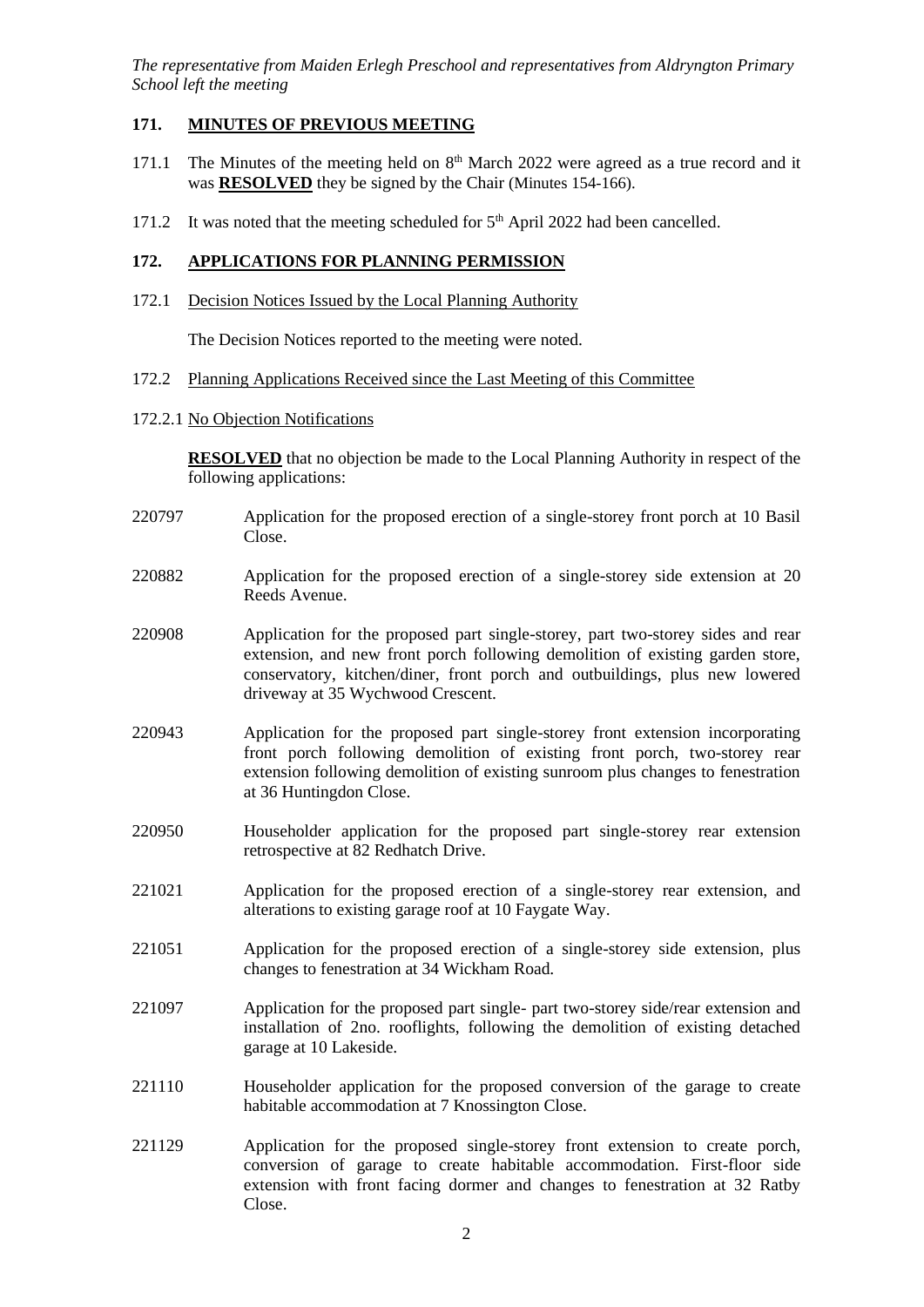*The representative from Maiden Erlegh Preschool and representatives from Aldryngton Primary School left the meeting*

## 171. MINUTES OF PREVIOUS MEETING

171.1 The Minutes of the meeting held on 8th March 2022 were agreed as a true record and it was **RESOLVED** they be signed by the Chair (Minutes 154-166).

171.2 It was noted that the meeting scheduled for 5th April 2022 had been cancelled.

## 172. APPLICATIONS FOR PLANNING PERMISSION

172.1 Decision Notices Issued by the Local Planning Authority

The Decision Notices reported to the meeting were noted.

172.2 Planning Applications Received since the Last Meeting of this Committee

172.2.1 No Objection Notifications

**RESOLVED** that no objection be made to the Local Planning Authority in respect of the following applications:

220797 Application for the proposed erection of a single-storey front porch at 10 Basil Close.

220882 Application for the proposed erection of a single-storey side extension at 20 Reeds Avenue.

220908 Application for the proposed part single-storey, part two-storey sides and rear extension, and new front porch following demolition of existing garden store, conservatory, kitchen/diner, front porch and outbuildings, plus new lowered driveway at 35 Wychwood Crescent.

220943 Application for the proposed part single-storey front extension incorporating front porch following demolition of existing front porch, two-storey rear extension following demolition of existing sunroom plus changes to fenestration at 36 Huntingdon Close.

220950 Householder application for the proposed part single-storey rear extension retrospective at 82 Redhatch Drive.

221021 Application for the proposed erection of a single-storey rear extension, and alterations to existing garage roof at 10 Faygate Way.

221051 Application for the proposed erection of a single-storey side extension, plus changes to fenestration at 34 Wickham Road.

221097 Application for the proposed part single- part two-storey side/rear extension and installation of 2no. rooflights, following the demolition of existing detached garage at 10 Lakeside.

221110 Householder application for the proposed conversion of the garage to create habitable accommodation at 7 Knossington Close.

221129 Application for the proposed single-storey front extension to create porch, conversion of garage to create habitable accommodation. First-floor side extension with front facing dormer and changes to fenestration at 32 Ratby Close.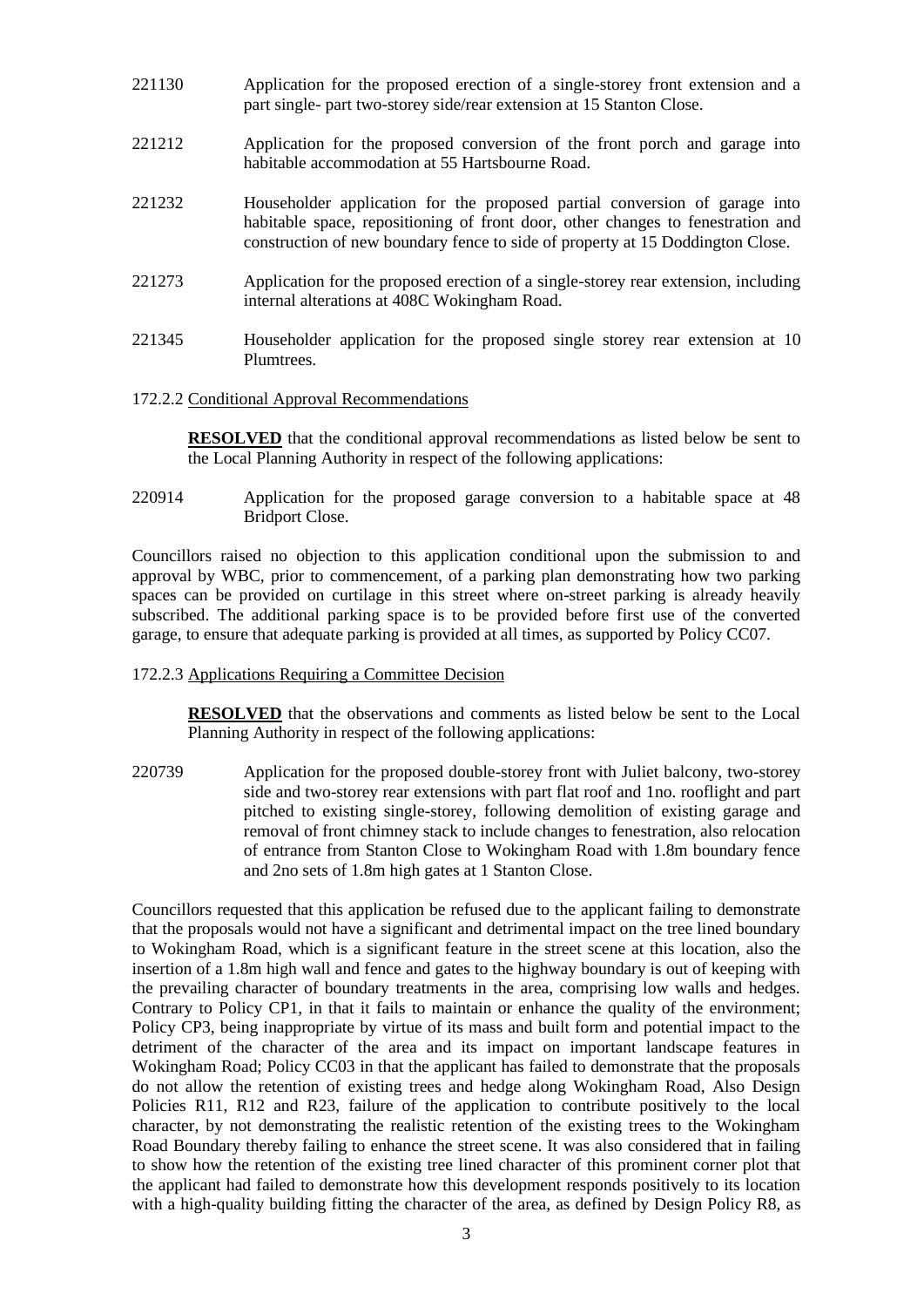221130 Application for the proposed erection of a single-storey front extension and a part single- part two-storey side/rear extension at 15 Stanton Close.

221212 Application for the proposed conversion of the front porch and garage into habitable accommodation at 55 Hartsbourne Road.

221232 Householder application for the proposed partial conversion of garage into habitable space, repositioning of front door, other changes to fenestration and construction of new boundary fence to side of property at 15 Doddington Close.

221273 Application for the proposed erection of a single-storey rear extension, including internal alterations at 408C Wokingham Road.

221345 Householder application for the proposed single storey rear extension at 10 Plumtrees.

### 172.2.2 Conditional Approval Recommendations

**RESOLVED** that the conditional approval recommendations as listed below be sent to the Local Planning Authority in respect of the following applications:

220914 Application for the proposed garage conversion to a habitable space at 48 Bridport Close.

Councillors raised no objection to this application conditional upon the submission to and approval by WBC, prior to commencement, of a parking plan demonstrating how two parking spaces can be provided on curtilage in this street where on-street parking is already heavily subscribed. The additional parking space is to be provided before first use of the converted garage, to ensure that adequate parking is provided at all times, as supported by Policy CC07.

### 172.2.3 Applications Requiring a Committee Decision

**RESOLVED** that the observations and comments as listed below be sent to the Local Planning Authority in respect of the following applications:

220739 Application for the proposed double-storey front with Juliet balcony, two-storey side and two-storey rear extensions with part flat roof and 1no. rooflight and part pitched to existing single-storey, following demolition of existing garage and removal of front chimney stack to include changes to fenestration, also relocation of entrance from Stanton Close to Wokingham Road with 1.8m boundary fence and 2no sets of 1.8m high gates at 1 Stanton Close.

Councillors requested that this application be refused due to the applicant failing to demonstrate that the proposals would not have a significant and detrimental impact on the tree lined boundary to Wokingham Road, which is a significant feature in the street scene at this location, also the insertion of a 1.8m high wall and fence and gates to the highway boundary is out of keeping with the prevailing character of boundary treatments in the area, comprising low walls and hedges. Contrary to Policy CP1, in that it fails to maintain or enhance the quality of the environment; Policy CP3, being inappropriate by virtue of its mass and built form and potential impact to the detriment of the character of the area and its impact on important landscape features in Wokingham Road; Policy CC03 in that the applicant has failed to demonstrate that the proposals do not allow the retention of existing trees and hedge along Wokingham Road, Also Design Policies R11, R12 and R23, failure of the application to contribute positively to the local character, by not demonstrating the realistic retention of the existing trees to the Wokingham Road Boundary thereby failing to enhance the street scene. It was also considered that in failing to show how the retention of the existing tree lined character of this prominent corner plot that the applicant had failed to demonstrate how this development responds positively to its location with a high-quality building fitting the character of the area, as defined by Design Policy R8, as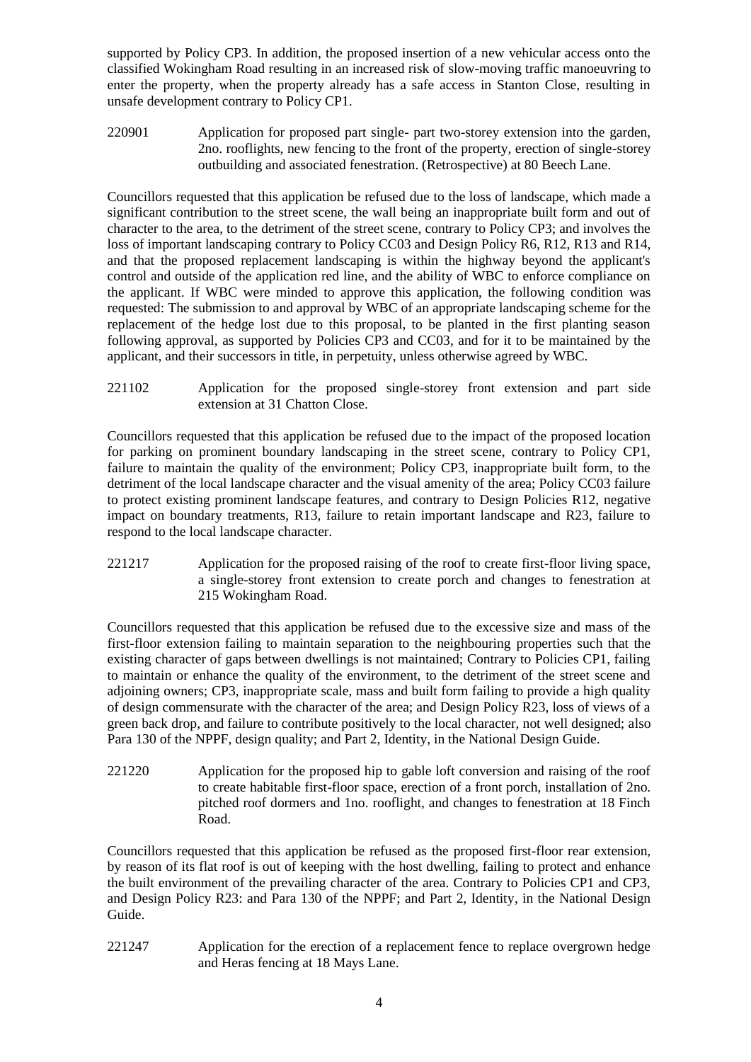supported by Policy CP3. In addition, the proposed insertion of a new vehicular access onto the classified Wokingham Road resulting in an increased risk of slow-moving traffic manoeuvring to enter the property, when the property already has a safe access in Stanton Close, resulting in unsafe development contrary to Policy CP1.

220901 Application for proposed part single- part two-storey extension into the garden, 2no. rooflights, new fencing to the front of the property, erection of single-storey outbuilding and associated fenestration. (Retrospective) at 80 Beech Lane.

Councillors requested that this application be refused due to the loss of landscape, which made a significant contribution to the street scene, the wall being an inappropriate built form and out of character to the area, to the detriment of the street scene, contrary to Policy CP3; and involves the loss of important landscaping contrary to Policy CC03 and Design Policy R6, R12, R13 and R14, and that the proposed replacement landscaping is within the highway beyond the applicant's control and outside of the application red line, and the ability of WBC to enforce compliance on the applicant. If WBC were minded to approve this application, the following condition was requested: The submission to and approval by WBC of an appropriate landscaping scheme for the replacement of the hedge lost due to this proposal, to be planted in the first planting season following approval, as supported by Policies CP3 and CC03, and for it to be maintained by the applicant, and their successors in title, in perpetuity, unless otherwise agreed by WBC.

221102 Application for the proposed single-storey front extension and part side extension at 31 Chatton Close.

Councillors requested that this application be refused due to the impact of the proposed location for parking on prominent boundary landscaping in the street scene, contrary to Policy CP1, failure to maintain the quality of the environment; Policy CP3, inappropriate built form, to the detriment of the local landscape character and the visual amenity of the area; Policy CC03 failure to protect existing prominent landscape features, and contrary to Design Policies R12, negative impact on boundary treatments, R13, failure to retain important landscape and R23, failure to respond to the local landscape character.

221217 Application for the proposed raising of the roof to create first-floor living space, a single-storey front extension to create porch and changes to fenestration at 215 Wokingham Road.

Councillors requested that this application be refused due to the excessive size and mass of the first-floor extension failing to maintain separation to the neighbouring properties such that the existing character of gaps between dwellings is not maintained; Contrary to Policies CP1, failing to maintain or enhance the quality of the environment, to the detriment of the street scene and adjoining owners; CP3, inappropriate scale, mass and built form failing to provide a high quality of design commensurate with the character of the area; and Design Policy R23, loss of views of a green back drop, and failure to contribute positively to the local character, not well designed; also Para 130 of the NPPF, design quality; and Part 2, Identity, in the National Design Guide.

221220 Application for the proposed hip to gable loft conversion and raising of the roof to create habitable first-floor space, erection of a front porch, installation of 2no. pitched roof dormers and 1no. rooflight, and changes to fenestration at 18 Finch Road.

Councillors requested that this application be refused as the proposed first-floor rear extension, by reason of its flat roof is out of keeping with the host dwelling, failing to protect and enhance the built environment of the prevailing character of the area. Contrary to Policies CP1 and CP3, and Design Policy R23: and Para 130 of the NPPF; and Part 2, Identity, in the National Design Guide.

221247 Application for the erection of a replacement fence to replace overgrown hedge and Heras fencing at 18 Mays Lane.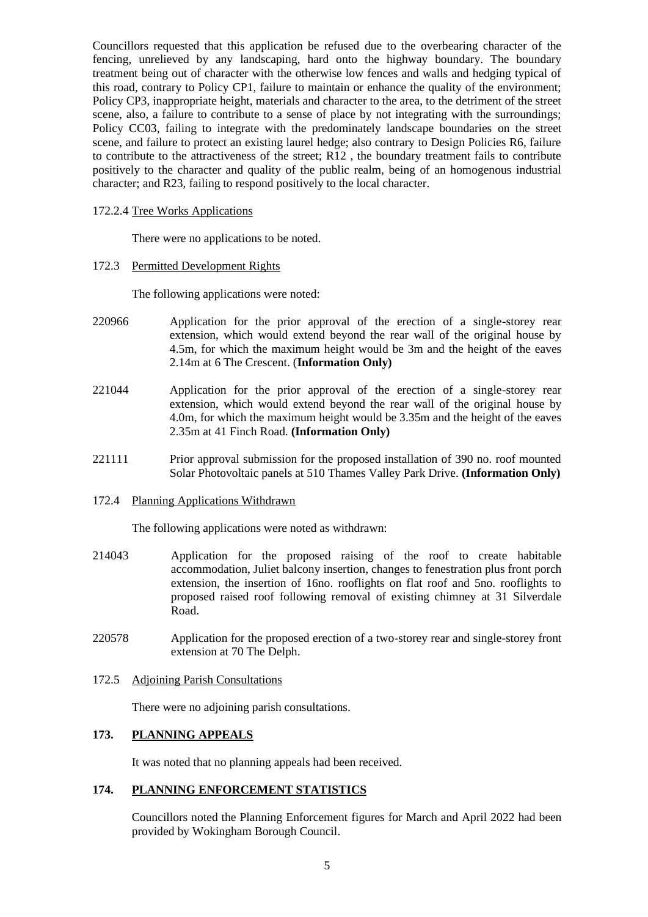Councillors requested that this application be refused due to the overbearing character of the fencing, unrelieved by any landscaping, hard onto the highway boundary. The boundary treatment being out of character with the otherwise low fences and walls and hedging typical of this road, contrary to Policy CP1, failure to maintain or enhance the quality of the environment; Policy CP3, inappropriate height, materials and character to the area, to the detriment of the street scene, also, a failure to contribute to a sense of place by not integrating with the surroundings; Policy CC03, failing to integrate with the predominately landscape boundaries on the street scene, and failure to protect an existing laurel hedge; also contrary to Design Policies R6, failure to contribute to the attractiveness of the street; R12 , the boundary treatment fails to contribute positively to the character and quality of the public realm, being of an homogenous industrial character; and R23, failing to respond positively to the local character.

172.2.4 Tree Works Applications

There were no applications to be noted.

172.3 Permitted Development Rights

The following applications were noted:

220966 Application for the prior approval of the erection of a single-storey rear extension, which would extend beyond the rear wall of the original house by 4.5m, for which the maximum height would be 3m and the height of the eaves 2.14m at 6 The Crescent. (**Information Only)**

221044 Application for the prior approval of the erection of a single-storey rear extension, which would extend beyond the rear wall of the original house by 4.0m, for which the maximum height would be 3.35m and the height of the eaves 2.35m at 41 Finch Road. **(Information Only)**

221111 Prior approval submission for the proposed installation of 390 no. roof mounted Solar Photovoltaic panels at 510 Thames Valley Park Drive. **(Information Only)**

172.4 Planning Applications Withdrawn

The following applications were noted as withdrawn:

214043 Application for the proposed raising of the roof to create habitable accommodation, Juliet balcony insertion, changes to fenestration plus front porch extension, the insertion of 16no. rooflights on flat roof and 5no. rooflights to proposed raised roof following removal of existing chimney at 31 Silverdale Road.

220578 Application for the proposed erection of a two-storey rear and single-storey front extension at 70 The Delph.

172.5 Adjoining Parish Consultations

There were no adjoining parish consultations.

## 173. PLANNING APPEALS

It was noted that no planning appeals had been received.

## 174. PLANNING ENFORCEMENT STATISTICS

Councillors noted the Planning Enforcement figures for March and April 2022 had been provided by Wokingham Borough Council.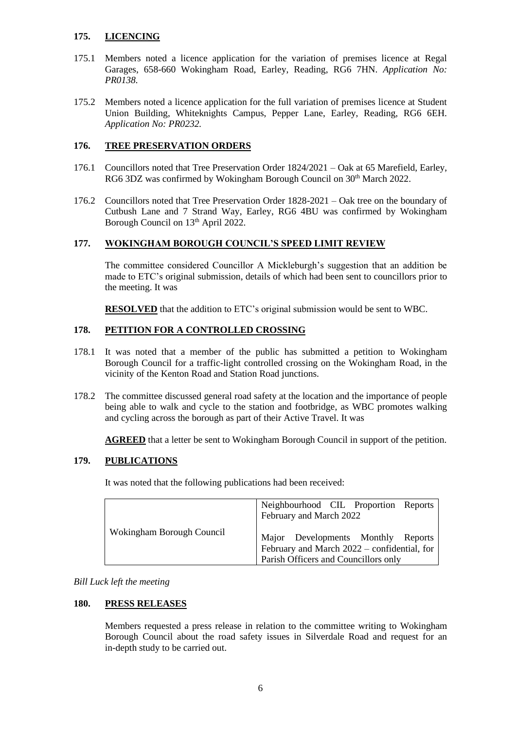## 175. LICENCING

175.1 Members noted a licence application for the variation of premises licence at Regal Garages, 658-660 Wokingham Road, Earley, Reading, RG6 7HN. *Application No: PR0138.*

175.2 Members noted a licence application for the full variation of premises licence at Student Union Building, Whiteknights Campus, Pepper Lane, Earley, Reading, RG6 6EH. *Application No: PR0232.*

## 176. TREE PRESERVATION ORDERS

176.1 Councillors noted that Tree Preservation Order 1824/2021 – Oak at 65 Marefield, Earley, RG6 3DZ was confirmed by Wokingham Borough Council on 30th March 2022.

176.2 Councillors noted that Tree Preservation Order 1828-2021 – Oak tree on the boundary of Cutbush Lane and 7 Strand Way, Earley, RG6 4BU was confirmed by Wokingham Borough Council on 13th April 2022.

## 177. WOKINGHAM BOROUGH COUNCIL'S SPEED LIMIT REVIEW

The committee considered Councillor A Mickleburgh's suggestion that an addition be made to ETC's original submission, details of which had been sent to councillors prior to the meeting. It was

**RESOLVED** that the addition to ETC's original submission would be sent to WBC.

## 178. PETITION FOR A CONTROLLED CROSSING

178.1 It was noted that a member of the public has submitted a petition to Wokingham Borough Council for a traffic-light controlled crossing on the Wokingham Road, in the vicinity of the Kenton Road and Station Road junctions.

178.2 The committee discussed general road safety at the location and the importance of people being able to walk and cycle to the station and footbridge, as WBC promotes walking and cycling across the borough as part of their Active Travel. It was

**AGREED** that a letter be sent to Wokingham Borough Council in support of the petition.

## 179. PUBLICATIONS

It was noted that the following publications had been received:

| | |
|---|---|
| Wokingham Borough Council | Neighbourhood CIL Proportion Reports February and March 2022<br><br>Major Developments Monthly Reports February and March 2022 – confidential, for Parish Officers and Councillors only |

*Bill Luck left the meeting*

## 180. PRESS RELEASES

Members requested a press release in relation to the committee writing to Wokingham Borough Council about the road safety issues in Silverdale Road and request for an in-depth study to be carried out.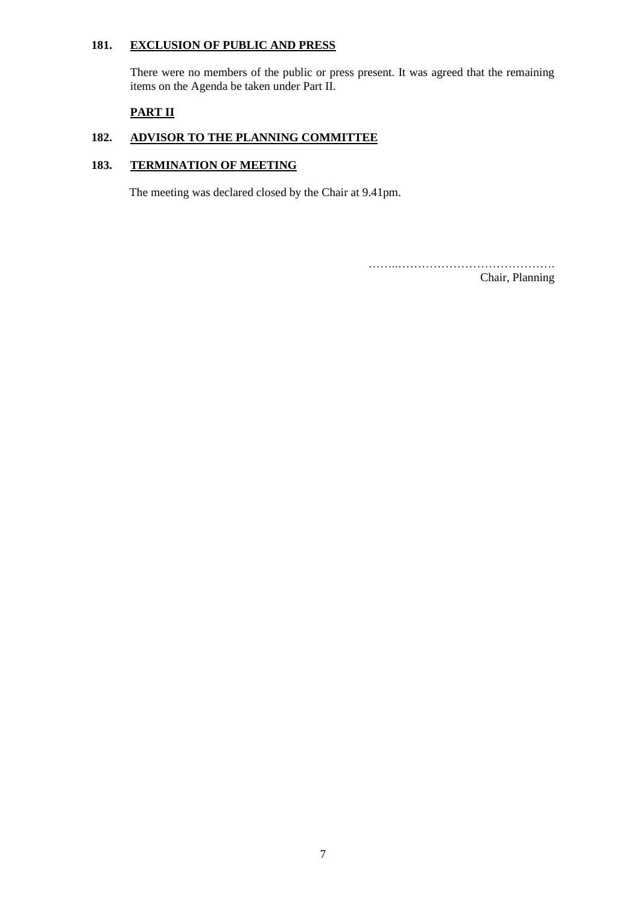**181. EXCLUSION OF PUBLIC AND PRESS**

There were no members of the public or press present. It was agreed that the remaining items on the Agenda be taken under Part II.

**PART II**

**182. ADVISOR TO THE PLANNING COMMITTEE**

**183. TERMINATION OF MEETING**

The meeting was declared closed by the Chair at 9.41pm.

……..………………………………….
Chair, Planning